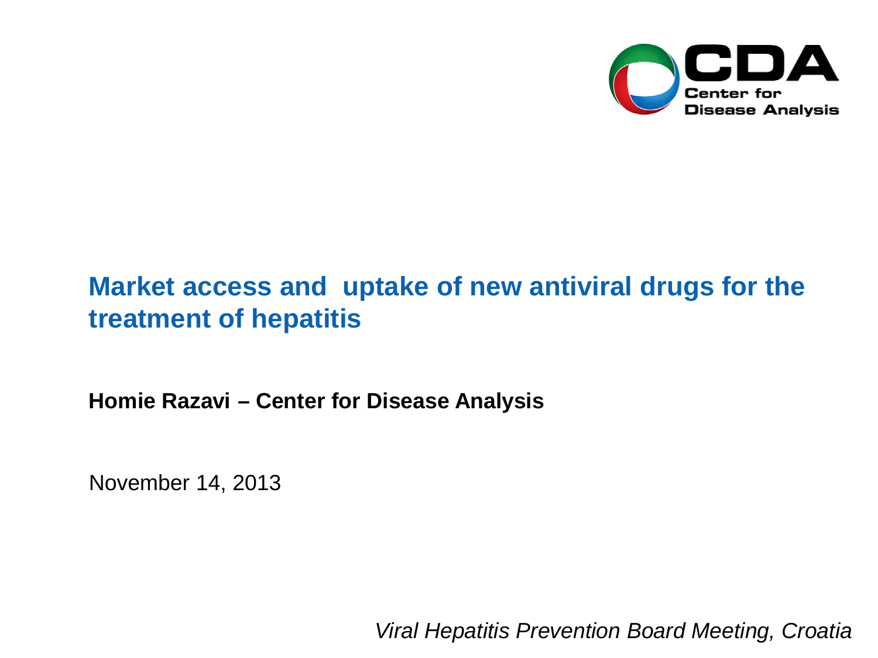CDA
Center for
Disease Analysis

# Market access and uptake of new antiviral drugs for the treatment of hepatitis

**Homie Razavi – Center for Disease Analysis**

November 14, 2013

*Viral Hepatitis Prevention Board Meeting, Croatia*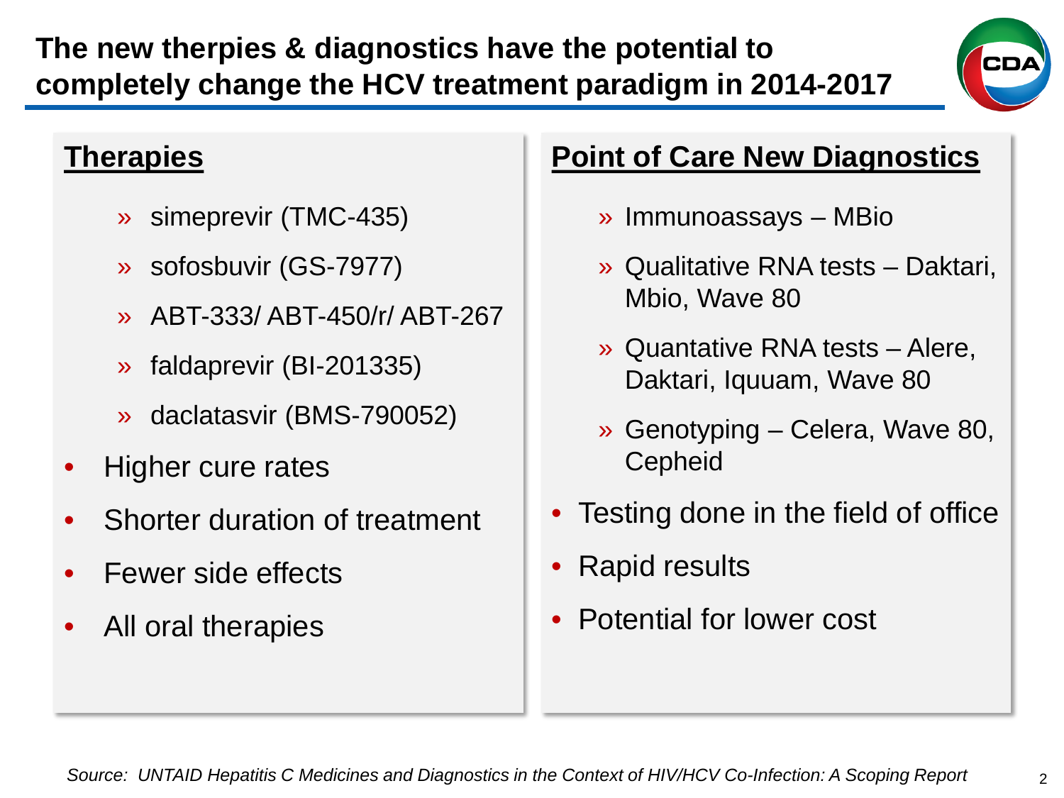# The new therpies & diagnostics have the potential to completely change the HCV treatment paradigm in 2014-2017

## Therapies

- simeprevir (TMC-435)
- sofosbuvir (GS-7977)
- ABT-333/ ABT-450/r/ ABT-267
- faldaprevir (BI-201335)
- daclatasvir (BMS-790052)

- Higher cure rates
- Shorter duration of treatment
- Fewer side effects
- All oral therapies

## Point of Care New Diagnostics

- Immunoassays – MBio
- Qualitative RNA tests – Daktari, Mbio, Wave 80
- Quantative RNA tests – Alere, Daktari, Iquuam, Wave 80
- Genotyping – Celera, Wave 80, Cepheid

- Testing done in the field of office
- Rapid results
- Potential for lower cost

*Source: UNTAID Hepatitis C Medicines and Diagnostics in the Context of HIV/HCV Co-Infection: A Scoping Report*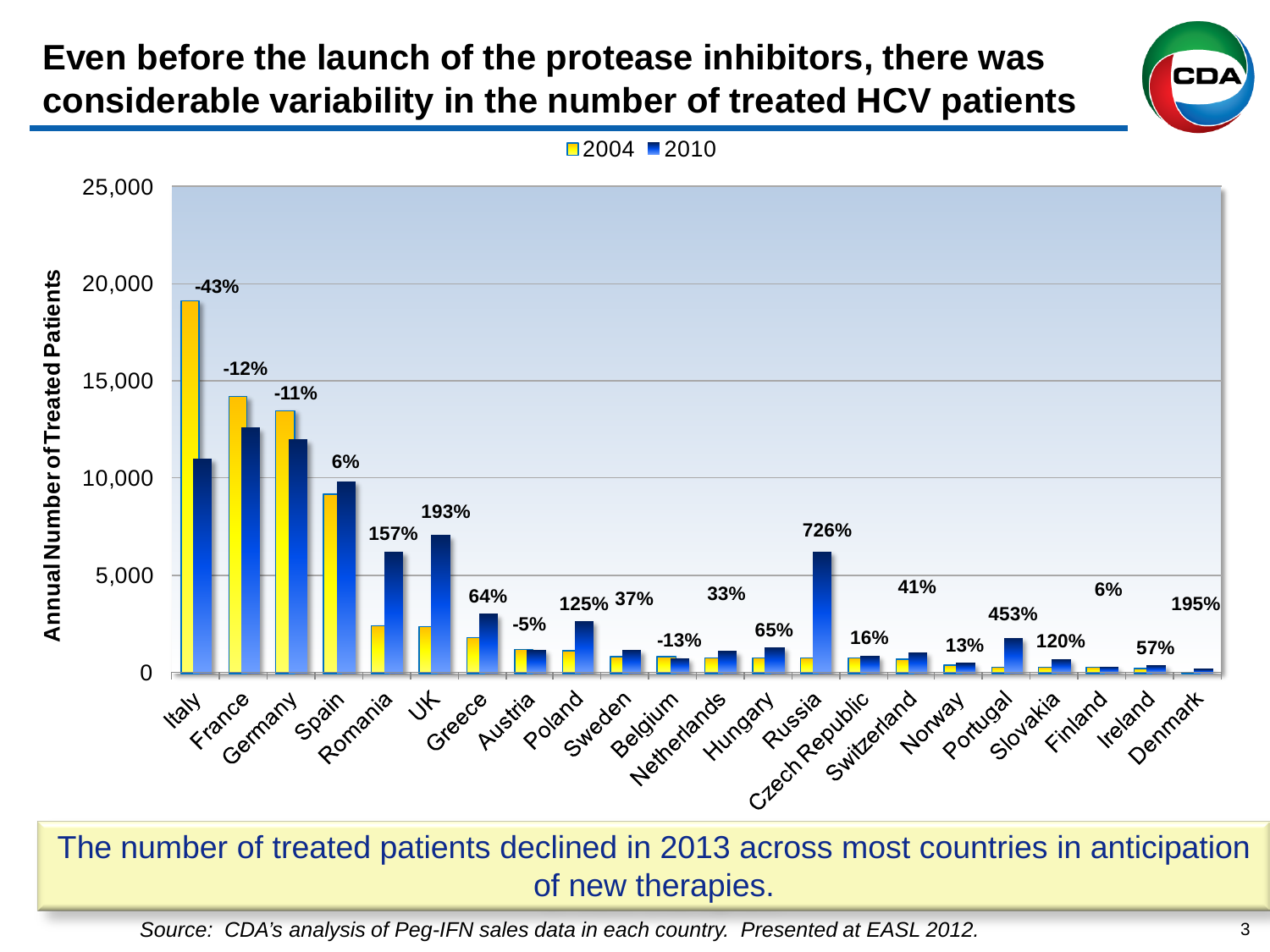# Even before the launch of the protease inhibitors, there was considerable variability in the number of treated HCV patients

| Country | % change (2004–2010) |
|---|---|
| Italy | -43% |
| France | -12% |
| Germany | -11% |
| Spain | 6% |
| Romania | 157% |
| UK | 193% |
| Greece | 64% |
| Austria | -5% |
| Poland | 125% |
| Sweden | 37% |
| Belgium | -13% |
| Netherlands | 33% |
| Hungary | 65% |
| Russia | 726% |
| Czech Republic | 16% |
| Switzerland | 41% |
| Norway | 13% |
| Portugal | 453% |
| Slovakia | 120% |
| Finland | 6% |
| Ireland | 57% |
| Denmark | 195% |

Annual Number of Treated Patients (2004 vs. 2010)

The number of treated patients declined in 2013 across most countries in anticipation of new therapies.

*Source: CDA's analysis of Peg-IFN sales data in each country. Presented at EASL 2012.*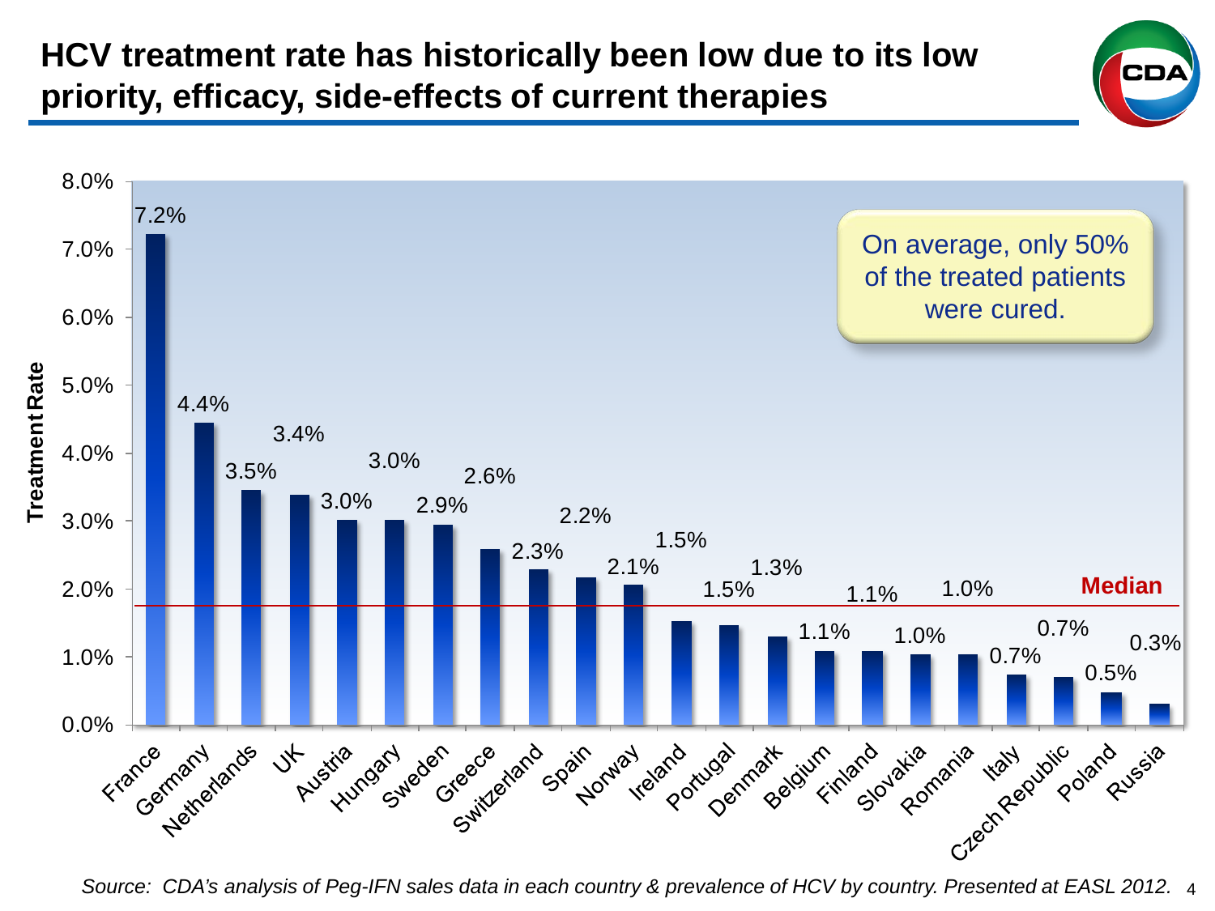# HCV treatment rate has historically been low due to its low priority, efficacy, side-effects of current therapies

| Country | Treatment Rate |
|---|---|
| France | 7.2% |
| Germany | 4.4% |
| Netherlands | 3.5% |
| UK | 3.4% |
| Austria | 3.0% |
| Hungary | 3.0% |
| Sweden | 2.9% |
| Greece | 2.6% |
| Switzerland | 2.3% |
| Spain | 2.2% |
| Norway | 2.1% |
| Ireland | 1.5% |
| Portugal | 1.5% |
| Denmark | 1.3% |
| Belgium | 1.1% |
| Finland | 1.1% |
| Slovakia | 1.0% |
| Romania | 1.0% |
| Italy | 0.7% |
| Czech Republic | 0.7% |
| Poland | 0.5% |
| Russia | 0.3% |

Median

On average, only 50% of the treated patients were cured.

*Source: CDA's analysis of Peg-IFN sales data in each country & prevalence of HCV by country. Presented at EASL 2012.*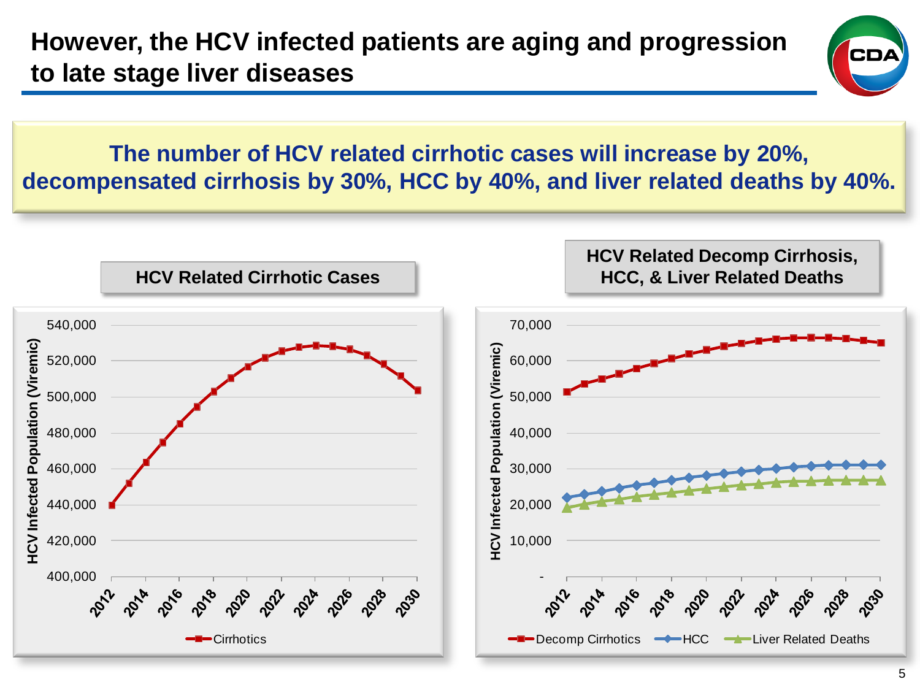# However, the HCV infected patients are aging and progression to late stage liver diseases

**The number of HCV related cirrhotic cases will increase by 20%, decompensated cirrhosis by 30%, HCC by 40%, and liver related deaths by 40%.**

## HCV Related Cirrhotic Cases

HCV Infected Population (Viremic)

540,000
520,000
500,000
480,000
460,000
440,000
420,000
400,000

2012 2014 2016 2018 2020 2022 2024 2026 2028 2030

Cirrhotics

## HCV Related Decomp Cirrhosis, HCC, & Liver Related Deaths

HCV Infected Population (Viremic)

70,000
60,000
50,000
40,000
30,000
20,000
10,000
-

2012 2014 2016 2018 2020 2022 2024 2026 2028 2030

Decomp Cirrhotics — HCC — Liver Related Deaths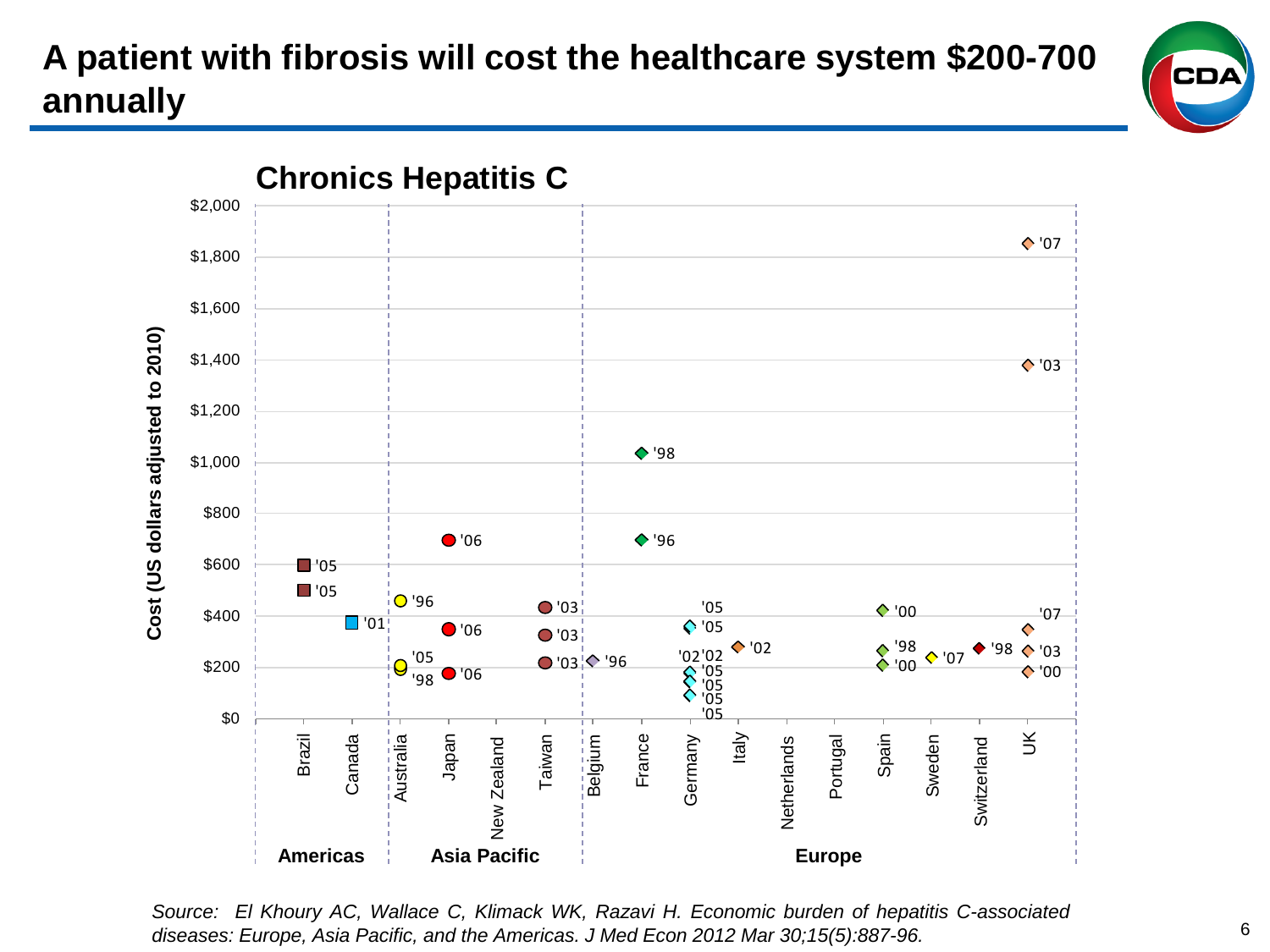# A patient with fibrosis will cost the healthcare system $200-700 annually

## Chronics Hepatitis C

Cost (US dollars adjusted to 2010)

$2,000
$1,800
$1,600
$1,400
$1,200
$1,000
$800
$600
$400
$200
$0

'05 '05 '01 '96 '05 '98 '06 '06 '06 '03 '03 '03 '96 '98 '96 '05 '05 '02 '02 '05 '05 '05 '05 '02 '00 '98 '00 '07 '98 '07 '03 '07 '03 '00

Brazil | Canada | Australia | Japan | New Zealand | Taiwan | Belgium | France | Germany | Italy | Netherlands | Portugal | Spain | Sweden | Switzerland | UK

**Americas** | **Asia Pacific** | **Europe**

*Source: El Khoury AC, Wallace C, Klimack WK, Razavi H. Economic burden of hepatitis C-associated diseases: Europe, Asia Pacific, and the Americas. J Med Econ 2012 Mar 30;15(5):887-96.*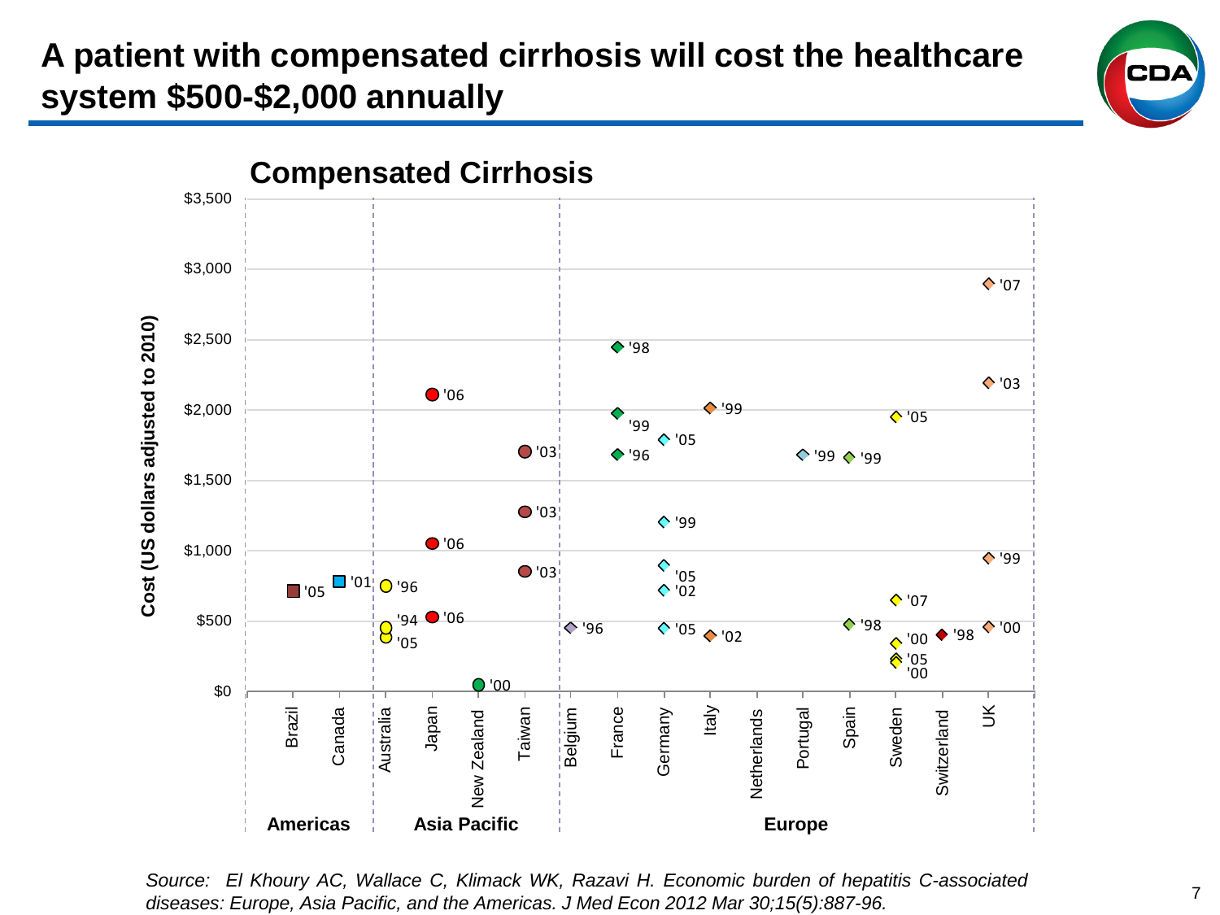# A patient with compensated cirrhosis will cost the healthcare system $500-$2,000 annually

## Compensated Cirrhosis

Cost (US dollars adjusted to 2010)

| Region | Country | Data points (cost, year) |
|---|---|---|
| Americas | Brazil | ~$710 ('05) |
| Americas | Canada | ~$780 ('01) |
| Asia Pacific | Australia | ~$750 ('96); ~$450 ('94); ~$390 ('05) |
| Asia Pacific | Japan | ~$2,100 ('06); ~$1,050 ('06); ~$520 ('06) |
| Asia Pacific | New Zealand | ~$40 ('00) |
| Asia Pacific | Taiwan | ~$1,700 ('03); ~$1,270 ('03); ~$850 ('03) |
| Europe | Belgium | ~$450 ('96) |
| Europe | France | ~$2,440 ('98); ~$1,970 ('99); ~$1,680 ('96) |
| Europe | Germany | ~$1,790 ('05); ~$1,200 ('99); ~$890 ('05); ~$720 ('02); ~$450 ('05) |
| Europe | Italy | ~$2,010 ('99); ~$400 ('02) |
| Europe | Netherlands | |
| Europe | Portugal | ~$1,680 ('99) |
| Europe | Spain | ~$1,660 ('99); ~$470 ('98) |
| Europe | Sweden | ~$1,950 ('05); ~$650 ('07); ~$340 ('00); ~$230 ('05); ~$200 ('00) |
| Europe | Switzerland | ~$400 ('98) |
| Europe | UK | ~$2,890 ('07); ~$2,190 ('03); ~$950 ('99); ~$460 ('00) |

*Source: El Khoury AC, Wallace C, Klimack WK, Razavi H. Economic burden of hepatitis C-associated diseases: Europe, Asia Pacific, and the Americas. J Med Econ 2012 Mar 30;15(5):887-96.*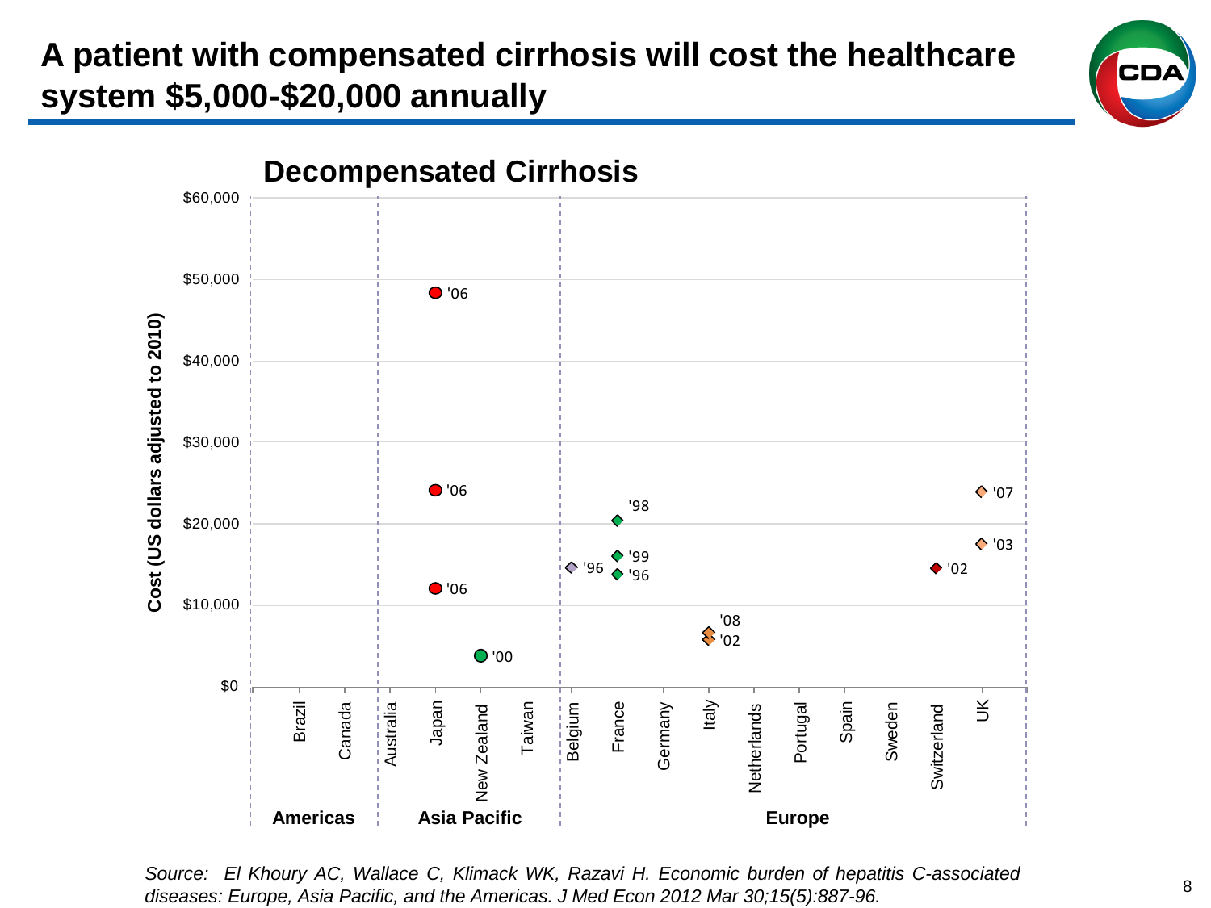# A patient with compensated cirrhosis will cost the healthcare system $5,000-$20,000 annually

## Decompensated Cirrhosis

Cost (US dollars adjusted to 2010): $0, $10,000, $20,000, $30,000, $40,000, $50,000, $60,000

| Region | Country | Data points (year) |
|---|---|---|
| Americas | Brazil | |
| Americas | Canada | |
| Asia Pacific | Australia | |
| Asia Pacific | Japan | '06, '06, '06 |
| Asia Pacific | New Zealand | '00 |
| Asia Pacific | Taiwan | |
| Europe | Belgium | '96 |
| Europe | France | '98, '99, '96 |
| Europe | Germany | |
| Europe | Italy | '08, '02 |
| Europe | Netherlands | |
| Europe | Portugal | |
| Europe | Spain | |
| Europe | Sweden | |
| Europe | Switzerland | '02 |
| Europe | UK | '07, '03 |

*Source: El Khoury AC, Wallace C, Klimack WK, Razavi H. Economic burden of hepatitis C-associated diseases: Europe, Asia Pacific, and the Americas. J Med Econ 2012 Mar 30;15(5):887-96.*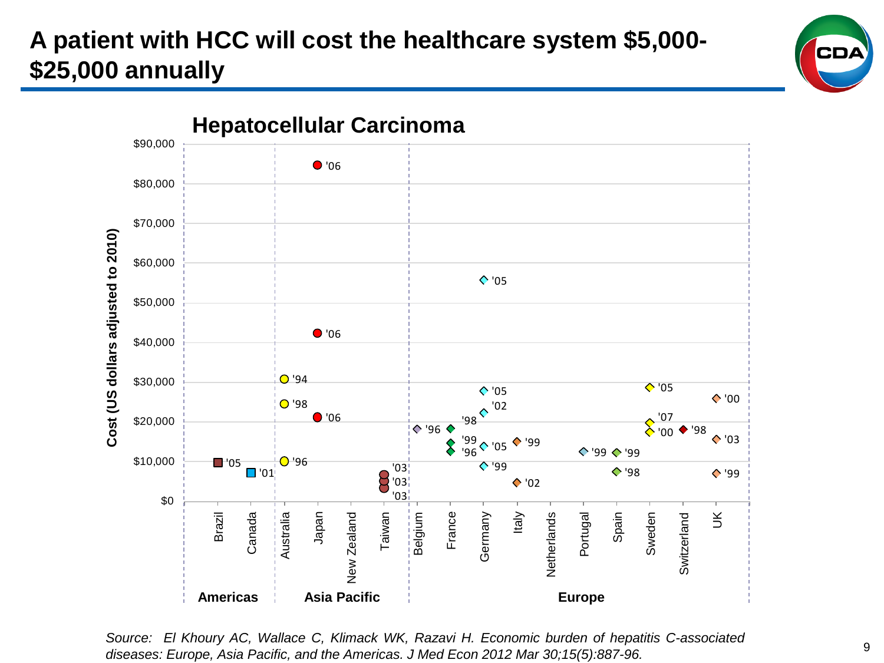# A patient with HCC will cost the healthcare system $5,000-$25,000 annually

## Hepatocellular Carcinoma

Cost (US dollars adjusted to 2010)

| Region | Country | Data points (year: approx. cost) |
|---|---|---|
| Americas | Brazil | '05: ~$10,000 |
| Americas | Canada | '01: ~$7,000 |
| Asia Pacific | Australia | '94: ~$31,000; '98: ~$24,500; '96: ~$10,000 |
| Asia Pacific | Japan | '06: ~$85,000; '06: ~$42,000; '06: ~$21,000 |
| Asia Pacific | New Zealand | |
| Asia Pacific | Taiwan | '03: ~$6,500; '03: ~$5,000; '03: ~$3,500 |
| Europe | Belgium | '96: ~$18,000 |
| Europe | France | '98: ~$18,000; '99: ~$15,000; '96: ~$12,500 |
| Europe | Germany | '05: ~$56,000; '05: ~$28,000; '02: ~$22,000; '05: ~$14,000; '99: ~$9,000 |
| Europe | Italy | '99: ~$15,000; '02: ~$5,000 |
| Europe | Netherlands | |
| Europe | Portugal | '99: ~$12,500 |
| Europe | Spain | '99: ~$12,000; '98: ~$7,500 |
| Europe | Sweden | '05: ~$29,000; '07: ~$20,000; '00: ~$17,500 |
| Europe | Switzerland | '98: ~$18,000 |
| Europe | UK | '00: ~$26,000; '03: ~$15,500; '99: ~$7,000 |

*Source: El Khoury AC, Wallace C, Klimack WK, Razavi H. Economic burden of hepatitis C-associated diseases: Europe, Asia Pacific, and the Americas. J Med Econ 2012 Mar 30;15(5):887-96.*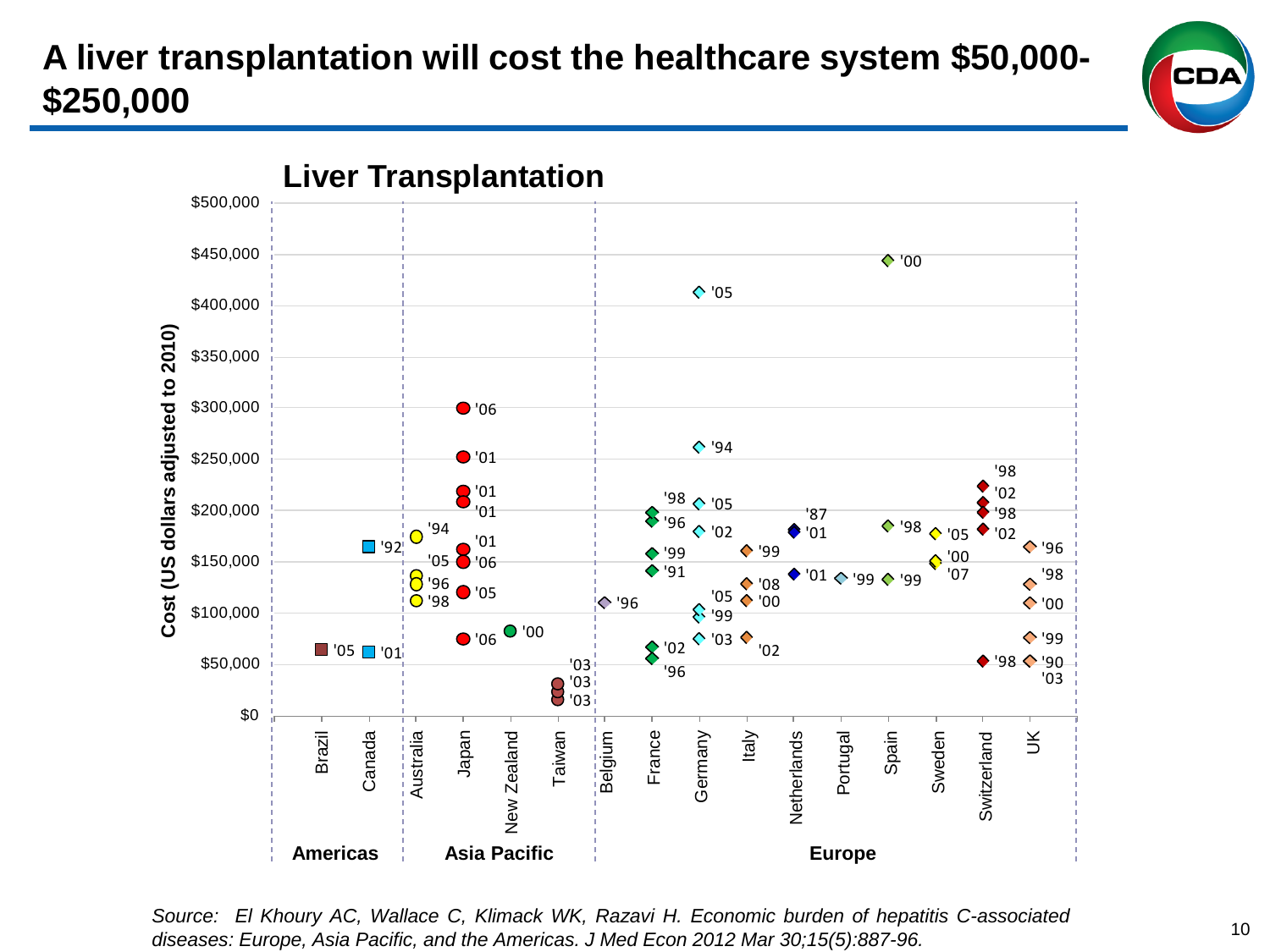# A liver transplantation will cost the healthcare system $50,000-$250,000

## Liver Transplantation

Cost (US dollars adjusted to 2010)

$500,000
$450,000
$400,000
$350,000
$300,000
$250,000
$200,000
$150,000
$100,000
$50,000
$0

| Region | Country | Cost data points (year) |
|---|---|---|
| Americas | Brazil | '05 |
| Americas | Canada | '92, '01 |
| Asia Pacific | Australia | '94, '05, '96, '98 |
| Asia Pacific | Japan | '06, '01, '01, '01, '01, '06, '05, '06 |
| Asia Pacific | New Zealand | '00 |
| Asia Pacific | Taiwan | '03, '03, '03 |
| Europe | Belgium | '96 |
| Europe | France | '98, '96, '99, '91, '02, '96 |
| Europe | Germany | '05, '94, '05, '02, '05, '99, '03 |
| Europe | Italy | '99, '08, '00, '02 |
| Europe | Netherlands | '87, '01, '01 |
| Europe | Portugal | '99 |
| Europe | Spain | '00, '98, '99 |
| Europe | Sweden | '05, '00, '07 |
| Europe | Switzerland | '98, '02, '98, '02, '98 |
| Europe | UK | '96, '98, '00, '99, '90, '03 |

*Source: El Khoury AC, Wallace C, Klimack WK, Razavi H. Economic burden of hepatitis C-associated diseases: Europe, Asia Pacific, and the Americas. J Med Econ 2012 Mar 30;15(5):887-96.*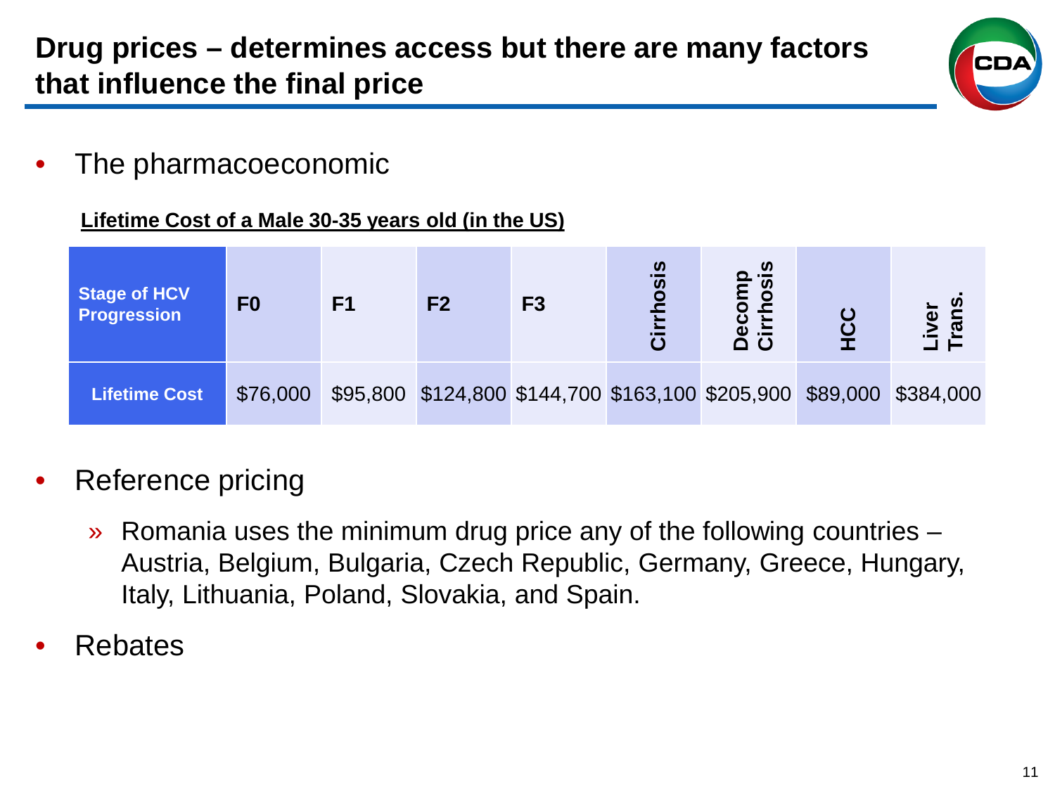# Drug prices – determines access but there are many factors that influence the final price

- The pharmacoeconomic

**Lifetime Cost of a Male 30-35 years old (in the US)**

| Stage of HCV Progression | F0 | F1 | F2 | F3 | Cirrhosis | Decomp Cirrhosis | HCC | Liver Trans. |
|---|---|---|---|---|---|---|---|---|
| Lifetime Cost | $76,000 | $95,800 | $124,800 | $144,700 | $163,100 | $205,900 | $89,000 | $384,000 |

- Reference pricing
  - Romania uses the minimum drug price any of the following countries – Austria, Belgium, Bulgaria, Czech Republic, Germany, Greece, Hungary, Italy, Lithuania, Poland, Slovakia, and Spain.
- Rebates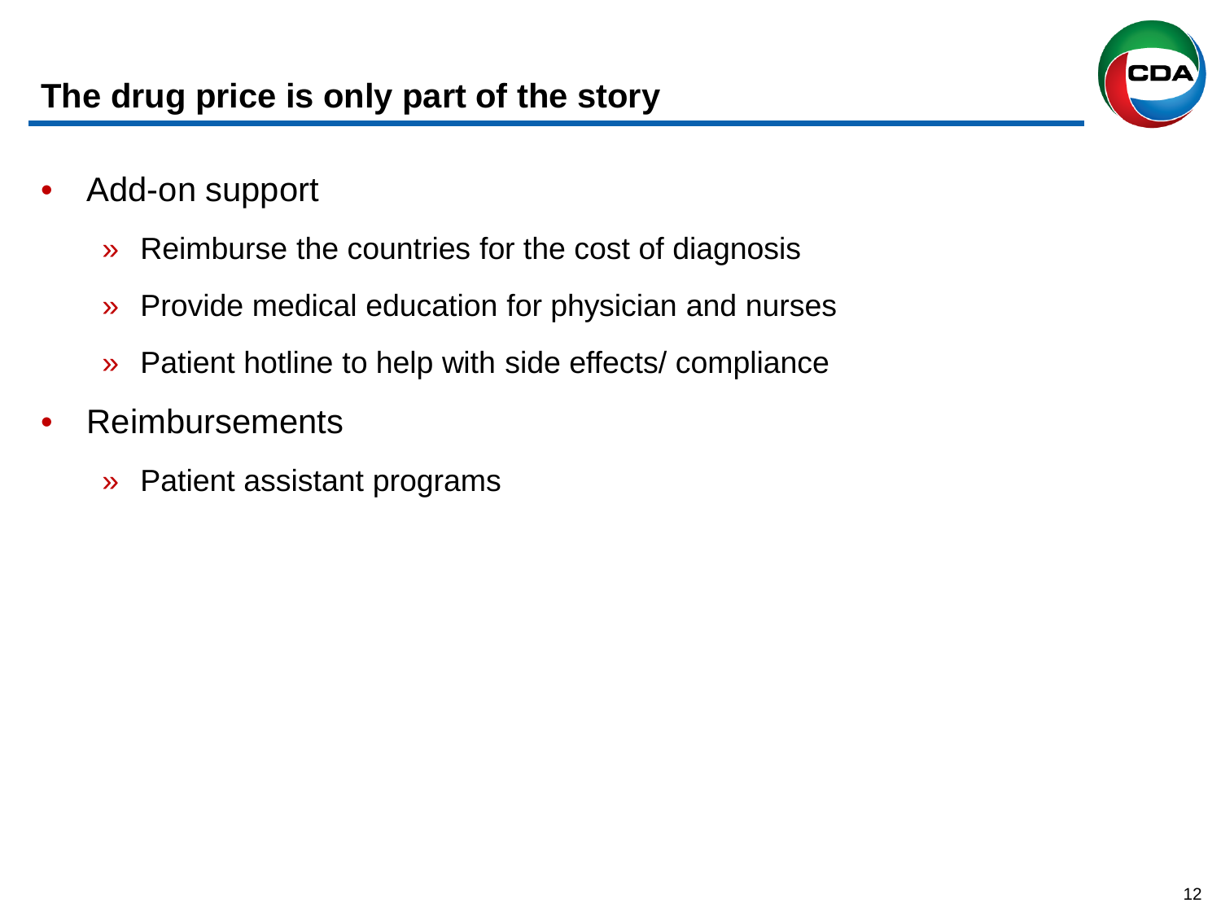## The drug price is only part of the story

- Add-on support
  - Reimburse the countries for the cost of diagnosis
  - Provide medical education for physician and nurses
  - Patient hotline to help with side effects/ compliance
- Reimbursements
  - Patient assistant programs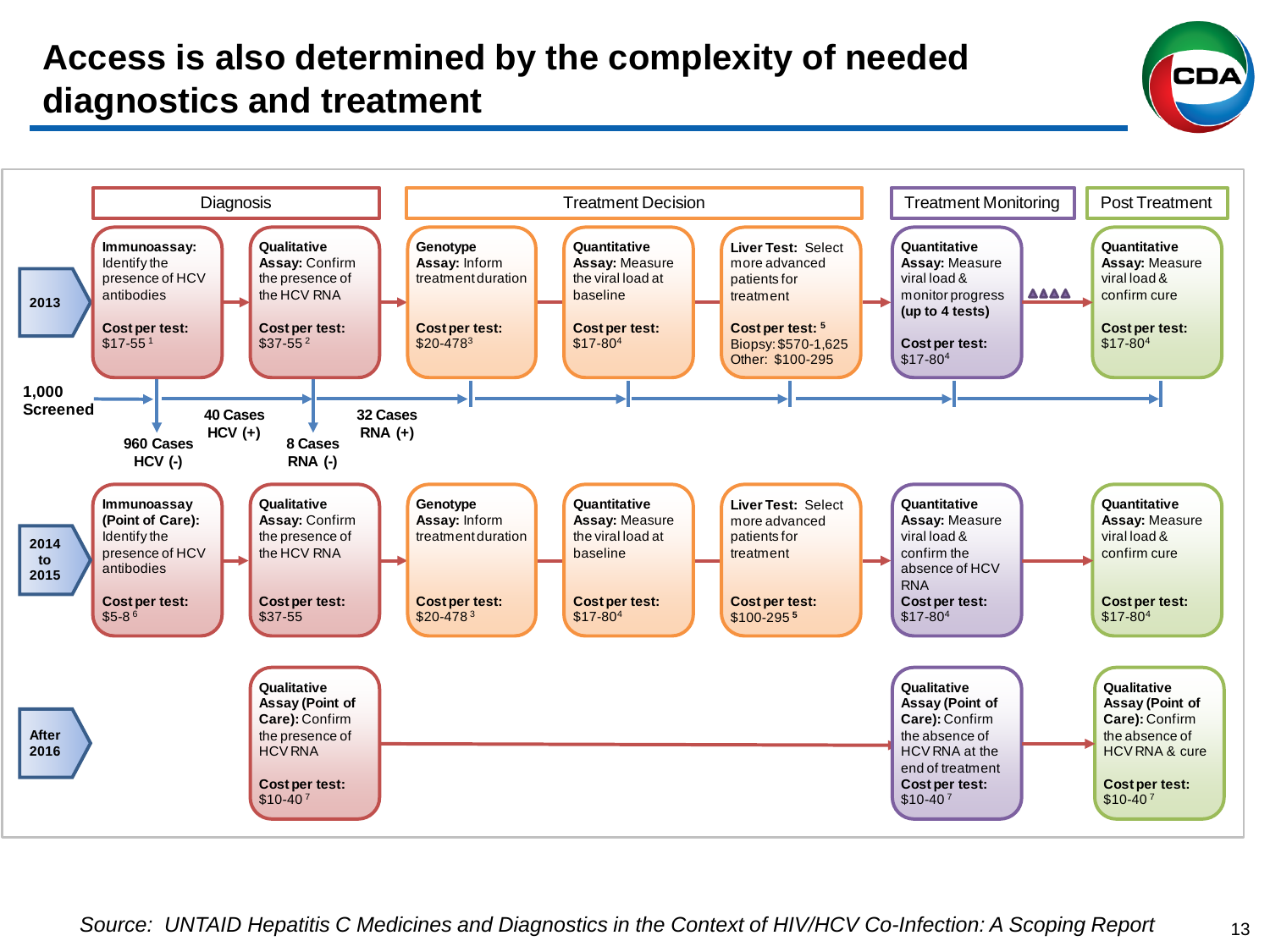# Access is also determined by the complexity of needed diagnostics and treatment

| | Diagnosis | | Treatment Decision | | | Treatment Monitoring | Post Treatment |
|---|---|---|---|---|---|---|---|
| **2013** | **Immunoassay:** Identify the presence of HCV antibodies<br>**Cost per test:** $17-55 [1] | **Qualitative Assay:** Confirm the presence of the HCV RNA<br>**Cost per test:** $37-55 [2] | **Genotype Assay:** Inform treatment duration<br>**Cost per test:** $20-478 [3] | **Quantitative Assay:** Measure the viral load at baseline<br>**Cost per test:** $17-80 [4] | **Liver Test:** Select more advanced patients for treatment<br>**Cost per test:** [5] Biopsy: $570-1,625; Other: $100-295 | **Quantitative Assay:** Measure viral load & monitor progress **(up to 4 tests)**<br>**Cost per test:** $17-80 [4] | **Quantitative Assay:** Measure viral load & confirm cure<br>**Cost per test:** $17-80 [4] |
| **2014 to 2015** | **Immunoassay (Point of Care):** Identify the presence of HCV antibodies<br>**Cost per test:** $5-8 [6] | **Qualitative Assay:** Confirm the presence of the HCV RNA<br>**Cost per test:** $37-55 | **Genotype Assay:** Inform treatment duration<br>**Cost per test:** $20-478 [3] | **Quantitative Assay:** Measure the viral load at baseline<br>**Cost per test:** $17-80 [4] | **Liver Test:** Select more advanced patients for treatment<br>**Cost per test:** $100-295 [5] | **Quantitative Assay:** Measure viral load & confirm the absence of HCV RNA<br>**Cost per test:** $17-80 [4] | **Quantitative Assay:** Measure viral load & confirm cure<br>**Cost per test:** $17-80 [4] |
| **After 2016** | | **Qualitative Assay (Point of Care):** Confirm the presence of HCV RNA<br>**Cost per test:** $10-40 [7] | | | | **Qualitative Assay (Point of Care):** Confirm the absence of HCV RNA at the end of treatment<br>**Cost per test:** $10-40 [7] | **Qualitative Assay (Point of Care):** Confirm the absence of HCV RNA & cure<br>**Cost per test:** $10-40 [7] |

**1,000 Screened** → **960 Cases HCV (-)**; **40 Cases HCV (+)** → **8 Cases RNA (-)**; **32 Cases RNA (+)**

*Source: UNTAID Hepatitis C Medicines and Diagnostics in the Context of HIV/HCV Co-Infection: A Scoping Report*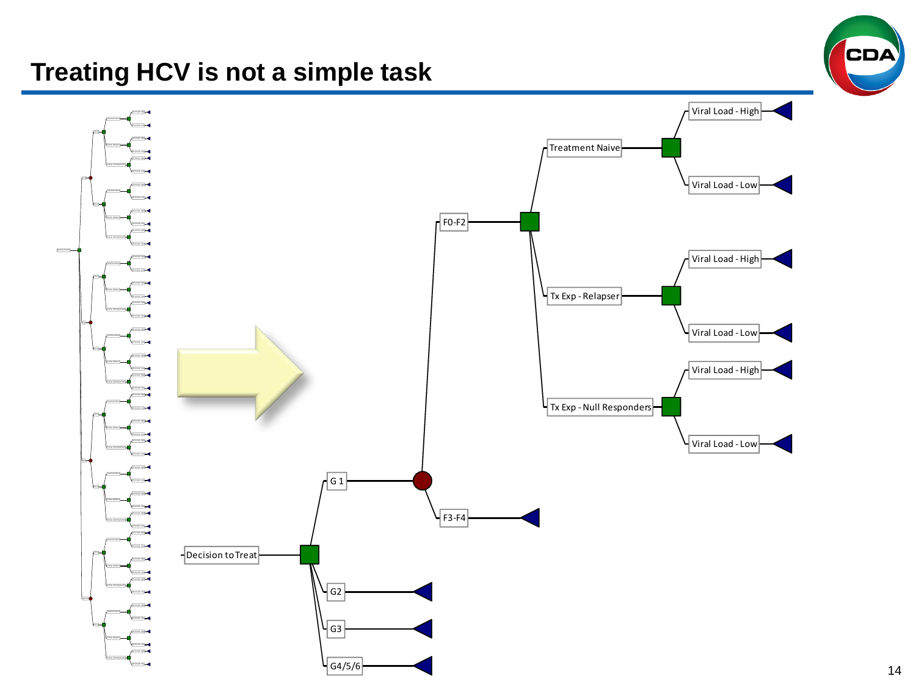# Treating HCV is not a simple task

- Decision to Treat
  - G 1
    - F0-F2
      - Treatment Naive
        - Viral Load - High
        - Viral Load - Low
      - Tx Exp - Relapser
        - Viral Load - High
        - Viral Load - Low
      - Tx Exp - Null Responders
        - Viral Load - High
        - Viral Load - Low
    - F3-F4
  - G2
  - G3
  - G4/5/6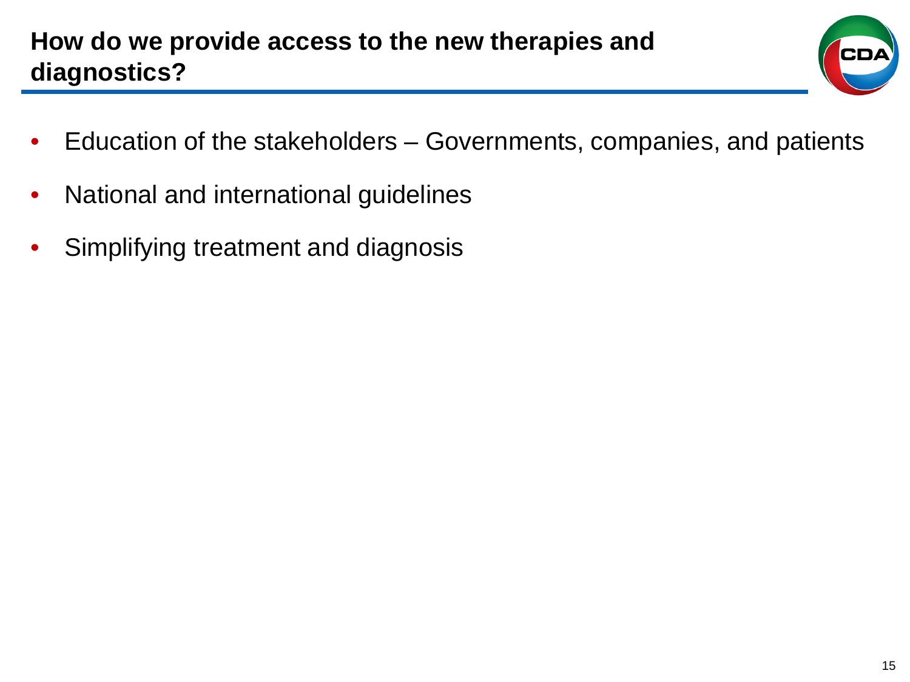## How do we provide access to the new therapies and diagnostics?

- Education of the stakeholders – Governments, companies, and patients
- National and international guidelines
- Simplifying treatment and diagnosis